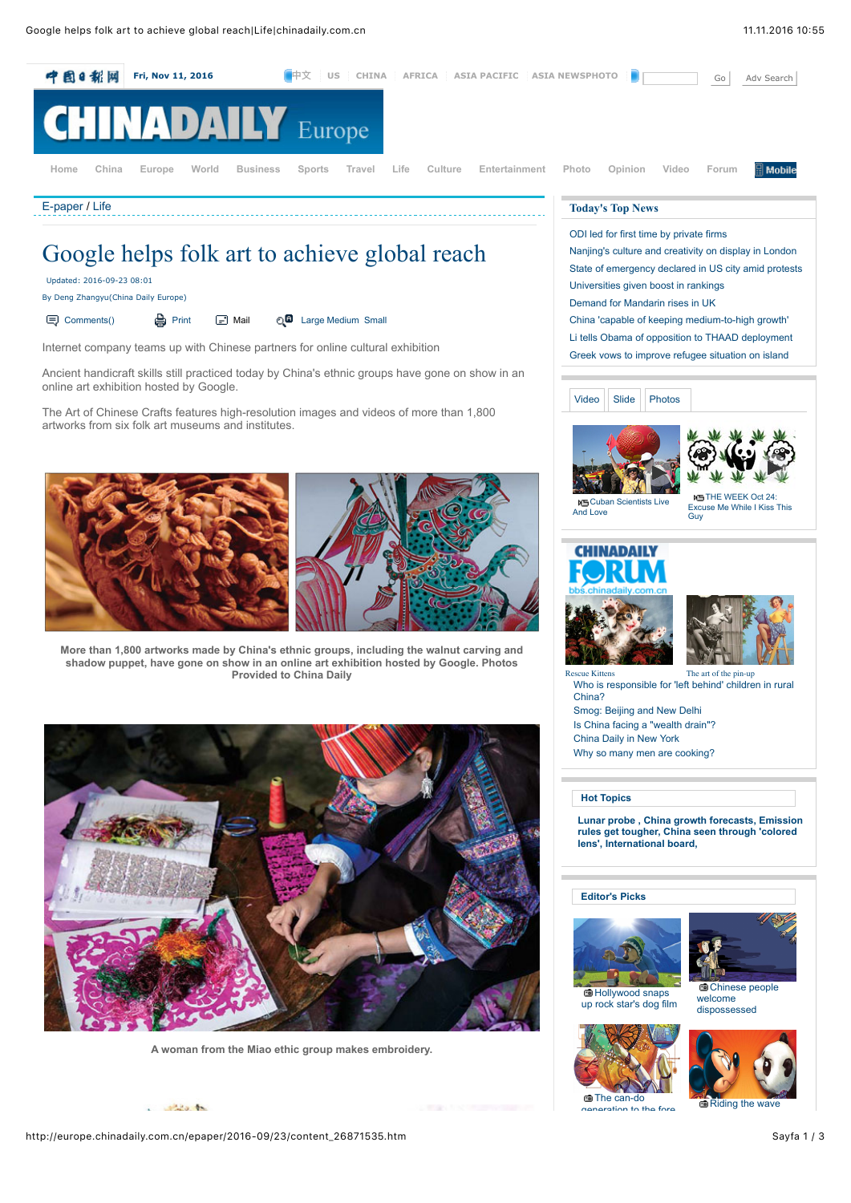E-paper / Life

# Google helps folk art to achieve global reach

Updated: 2016-09-23 08:01

By Deng Zhangyu(China Daily Europe)

Internet company teams up with Chinese partners for online cultural exhibition

Ancient handicraft skills still practiced today by China's ethnic groups have gone on show in an online art exhibition hosted by Google.

The Art of Chinese Crafts features high-resolution images and videos of more than 1,800 artworks from six folk art museums and institutes.

**More than 1,800 artworks made by China's ethnic groups, including the walnut carving and shadow puppet, have gone on show in an online art exhibition hosted by Google. Photos Provided to China Daily**

**A woman from the Miao ethic group makes embroidery.**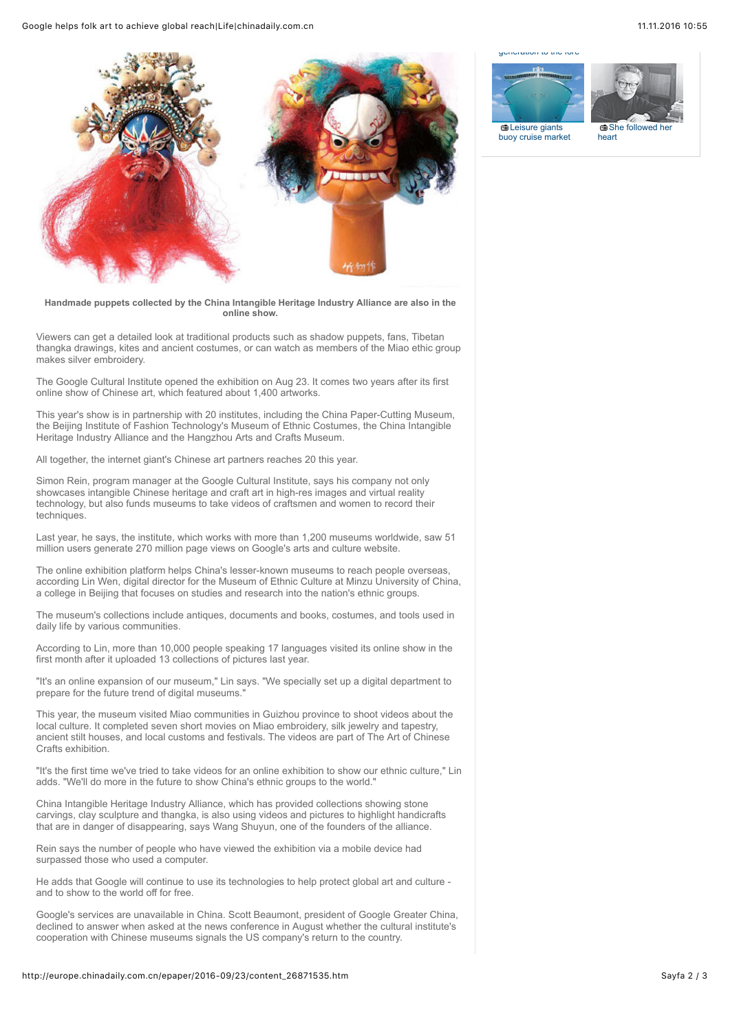Handmade puppets collected by the China Intangible Heritage Industry Alliance are also in the online show.

Viewers can get a detailed look at traditional products such as shadow puppets, fans, Tibetan thangka drawings, kites and ancient costumes, or can watch as members of the Miao ethic group makes silver embroidery.

The Google Cultural Institute opened the exhibition on Aug 23. It comes two years after its first online show of Chinese art, which featured about 1,400 artworks.

This year's show is in partnership with 20 institutes, including the China Paper-Cutting Museum, the Beijing Institute of Fashion Technology's Museum of Ethnic Costumes, the China Intangible Heritage Industry Alliance and the Hangzhou Arts and Crafts Museum.

All together, the internet giant's Chinese art partners reaches 20 this year.

Simon Rein, program manager at the Google Cultural Institute, says his company not only showcases intangible Chinese heritage and craft art in high-res images and virtual reality technology, but also funds museums to take videos of craftsmen and women to record their techniques.

Last year, he says, the institute, which works with more than 1,200 museums worldwide, saw 51 million users generate 270 million page views on Google's arts and culture website.

The online exhibition platform helps China's lesser-known museums to reach people overseas, according Lin Wen, digital director for the Museum of Ethnic Culture at Minzu University of China, a college in Beijing that focuses on studies and research into the nation's ethnic groups.

The museum's collections include antiques, documents and books, costumes, and tools used in daily life by various communities.

According to Lin, more than 10,000 people speaking 17 languages visited its online show in the first month after it uploaded 13 collections of pictures last year.

"It's an online expansion of our museum," Lin says. "We specially set up a digital department to prepare for the future trend of digital museums."

This year, the museum visited Miao communities in Guizhou province to shoot videos about the local culture. It completed seven short movies on Miao embroidery, silk jewelry and tapestry, ancient stilt houses, and local customs and festivals. The videos are part of The Art of Chinese Crafts exhibition.

"It's the first time we've tried to take videos for an online exhibition to show our ethnic culture," Lin adds. "We'll do more in the future to show China's ethnic groups to the world."

China Intangible Heritage Industry Alliance, which has provided collections showing stone carvings, clay sculpture and thangka, is also using videos and pictures to highlight handicrafts that are in danger of disappearing, says Wang Shuyun, one of the founders of the alliance.

Rein says the number of people who have viewed the exhibition via a mobile device had surpassed those who used a computer.

He adds that Google will continue to use its technologies to help protect global art and culture - and to show to the world off for free.

Google's services are unavailable in China. Scott Beaumont, president of Google Greater China, declined to answer when asked at the news conference in August whether the cultural institute's cooperation with Chinese museums signals the US company's return to the country.

Leisure giants buoy cruise market

She followed her heart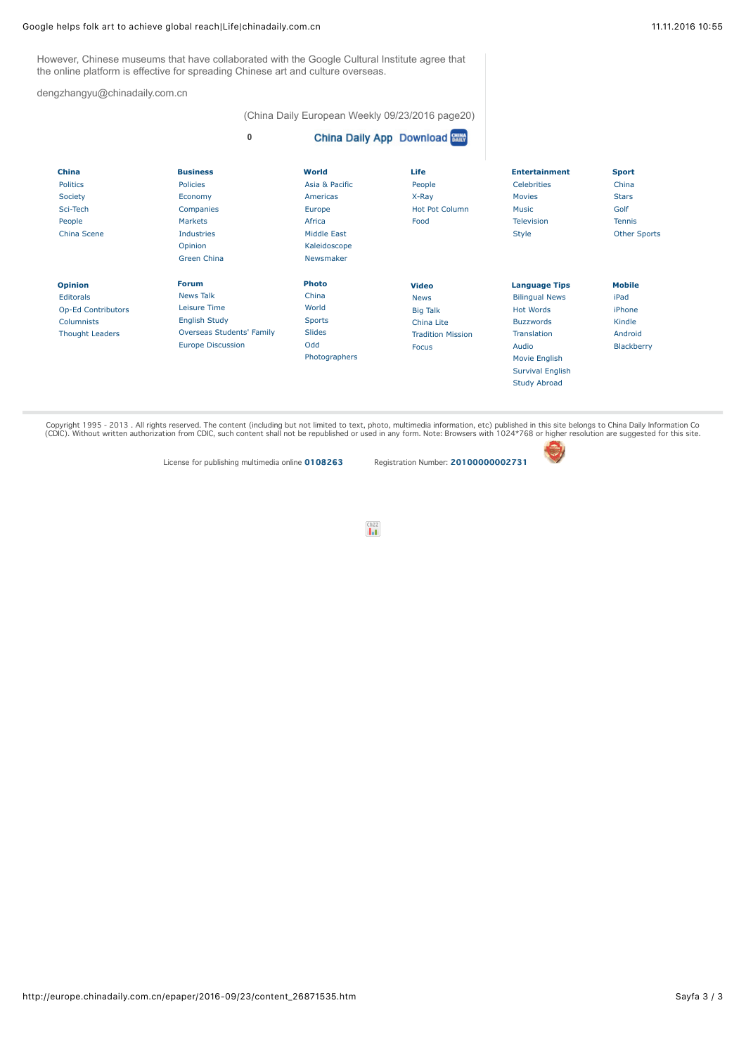However, Chinese museums that have collaborated with the Google Cultural Institute agree that the online platform is effective for spreading Chinese art and culture overseas.

dengzhangyu@chinadaily.com.cn

(China Daily European Weekly 09/23/2016 page20)

0 China Daily App Download

**China**
- Politics
- Society
- Sci-Tech
- People
- China Scene

**Business**
- Policies
- Economy
- Companies
- Markets
- Industries
- Opinion
- Green China

**World**
- Asia & Pacific
- Americas
- Europe
- Africa
- Middle East
- Kaleidoscope
- Newsmaker

**Life**
- People
- X-Ray
- Hot Pot Column
- Food

**Entertainment**
- Celebrities
- Movies
- Music
- Television
- Style

**Sport**
- China
- Stars
- Golf
- Tennis
- Other Sports

**Opinion**
- Editorals
- Op-Ed Contributors
- Columnists
- Thought Leaders

**Forum**
- News Talk
- Leisure Time
- English Study
- Overseas Students' Family
- Europe Discussion

**Photo**
- China
- World
- Sports
- Slides
- Odd
- Photographers

**Video**
- News
- Big Talk
- China Lite
- Tradition Mission
- Focus

**Language Tips**
- Bilingual News
- Hot Words
- Buzzwords
- Translation
- Audio
- Movie English
- Survival English
- Study Abroad

**Mobile**
- iPad
- iPhone
- Kindle
- Android
- Blackberry

Copyright 1995 - 2013 . All rights reserved. The content (including but not limited to text, photo, multimedia information, etc) published in this site belongs to China Daily Information Co (CDIC). Without written authorization from CDIC, such content shall not be republished or used in any form. Note: Browsers with 1024*768 or higher resolution are suggested for this site.

License for publishing multimedia online **0108263** Registration Number: **20100000002731**